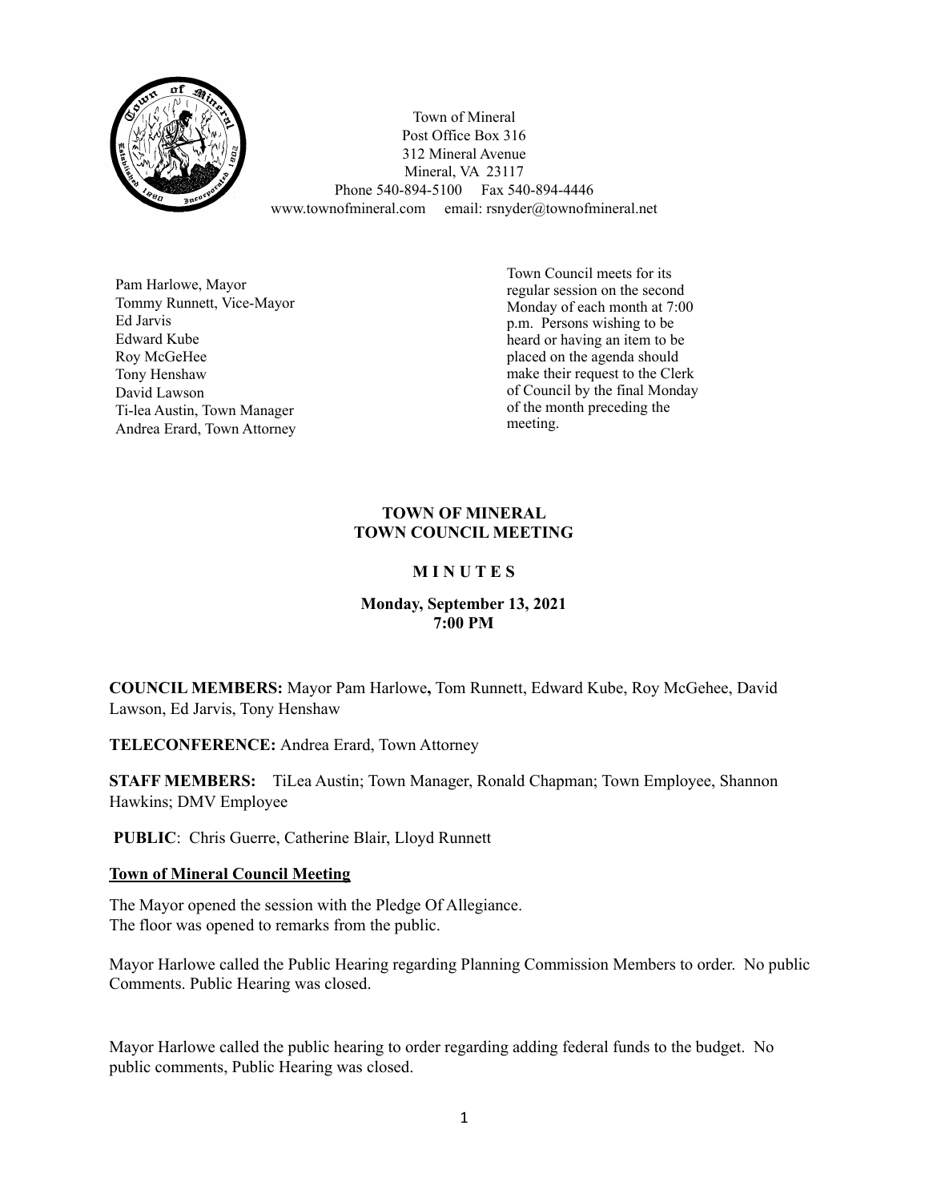Town of Mineral
Post Office Box 316
312 Mineral Avenue
Mineral, VA 23117
Phone 540-894-5100 Fax 540-894-4446
www.townofmineral.com email: rsnyder@townofmineral.net

Pam Harlowe, Mayor
Tommy Runnett, Vice-Mayor
Ed Jarvis
Edward Kube
Roy McGeHee
Tony Henshaw
David Lawson
Ti-lea Austin, Town Manager
Andrea Erard, Town Attorney

Town Council meets for its regular session on the second Monday of each month at 7:00 p.m. Persons wishing to be heard or having an item to be placed on the agenda should make their request to the Clerk of Council by the final Monday of the month preceding the meeting.

**TOWN OF MINERAL**
**TOWN COUNCIL MEETING**

**M I N U T E S**

**Monday, September 13, 2021**
**7:00 PM**

**COUNCIL MEMBERS:** Mayor Pam Harlowe**,** Tom Runnett, Edward Kube, Roy McGehee, David Lawson, Ed Jarvis, Tony Henshaw

**TELECONFERENCE:** Andrea Erard, Town Attorney

**STAFF MEMBERS:** TiLea Austin; Town Manager, Ronald Chapman; Town Employee, Shannon Hawkins; DMV Employee

**PUBLIC**: Chris Guerre, Catherine Blair, Lloyd Runnett

**Town of Mineral Council Meeting**

The Mayor opened the session with the Pledge Of Allegiance.
The floor was opened to remarks from the public.

Mayor Harlowe called the Public Hearing regarding Planning Commission Members to order. No public Comments. Public Hearing was closed.

Mayor Harlowe called the public hearing to order regarding adding federal funds to the budget. No public comments, Public Hearing was closed.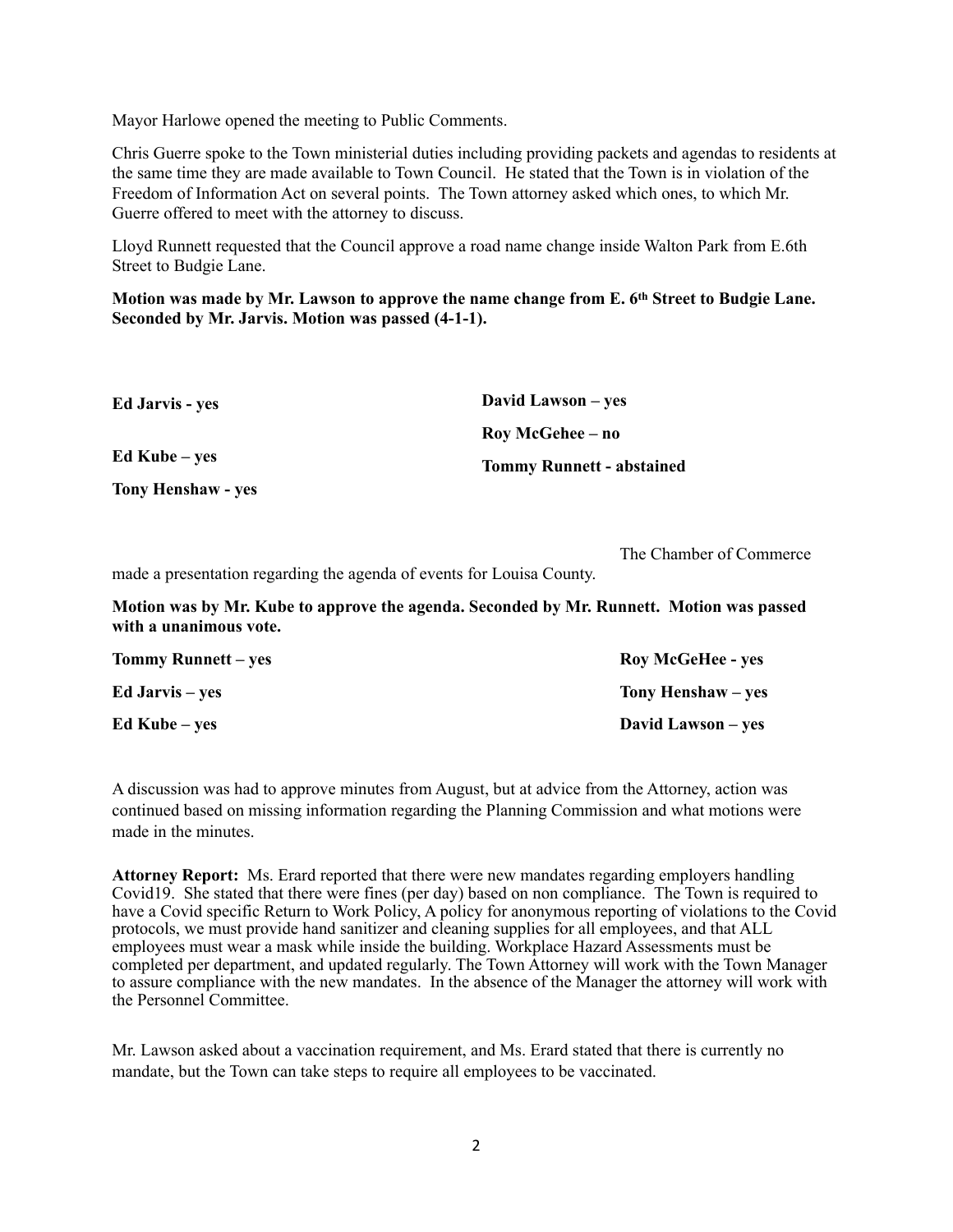Mayor Harlowe opened the meeting to Public Comments.

Chris Guerre spoke to the Town ministerial duties including providing packets and agendas to residents at the same time they are made available to Town Council. He stated that the Town is in violation of the Freedom of Information Act on several points. The Town attorney asked which ones, to which Mr. Guerre offered to meet with the attorney to discuss.

Lloyd Runnett requested that the Council approve a road name change inside Walton Park from E.6th Street to Budgie Lane.

**Motion was made by Mr. Lawson to approve the name change from E. 6th Street to Budgie Lane. Seconded by Mr. Jarvis. Motion was passed (4-1-1).**

**Ed Jarvis - yes**

**Ed Kube – yes**

**Tony Henshaw - yes**

**David Lawson – yes**

**Roy McGehee – no**

**Tommy Runnett - abstained**

The Chamber of Commerce made a presentation regarding the agenda of events for Louisa County.

**Motion was by Mr. Kube to approve the agenda. Seconded by Mr. Runnett. Motion was passed with a unanimous vote.**

**Tommy Runnett – yes**

**Ed Jarvis – yes**

**Ed Kube – yes**

**Roy McGeHee - yes**

**Tony Henshaw – yes**

**David Lawson – yes**

A discussion was had to approve minutes from August, but at advice from the Attorney, action was continued based on missing information regarding the Planning Commission and what motions were made in the minutes.

**Attorney Report:** Ms. Erard reported that there were new mandates regarding employers handling Covid19. She stated that there were fines (per day) based on non compliance. The Town is required to have a Covid specific Return to Work Policy, A policy for anonymous reporting of violations to the Covid protocols, we must provide hand sanitizer and cleaning supplies for all employees, and that ALL employees must wear a mask while inside the building. Workplace Hazard Assessments must be completed per department, and updated regularly. The Town Attorney will work with the Town Manager to assure compliance with the new mandates. In the absence of the Manager the attorney will work with the Personnel Committee.

Mr. Lawson asked about a vaccination requirement, and Ms. Erard stated that there is currently no mandate, but the Town can take steps to require all employees to be vaccinated.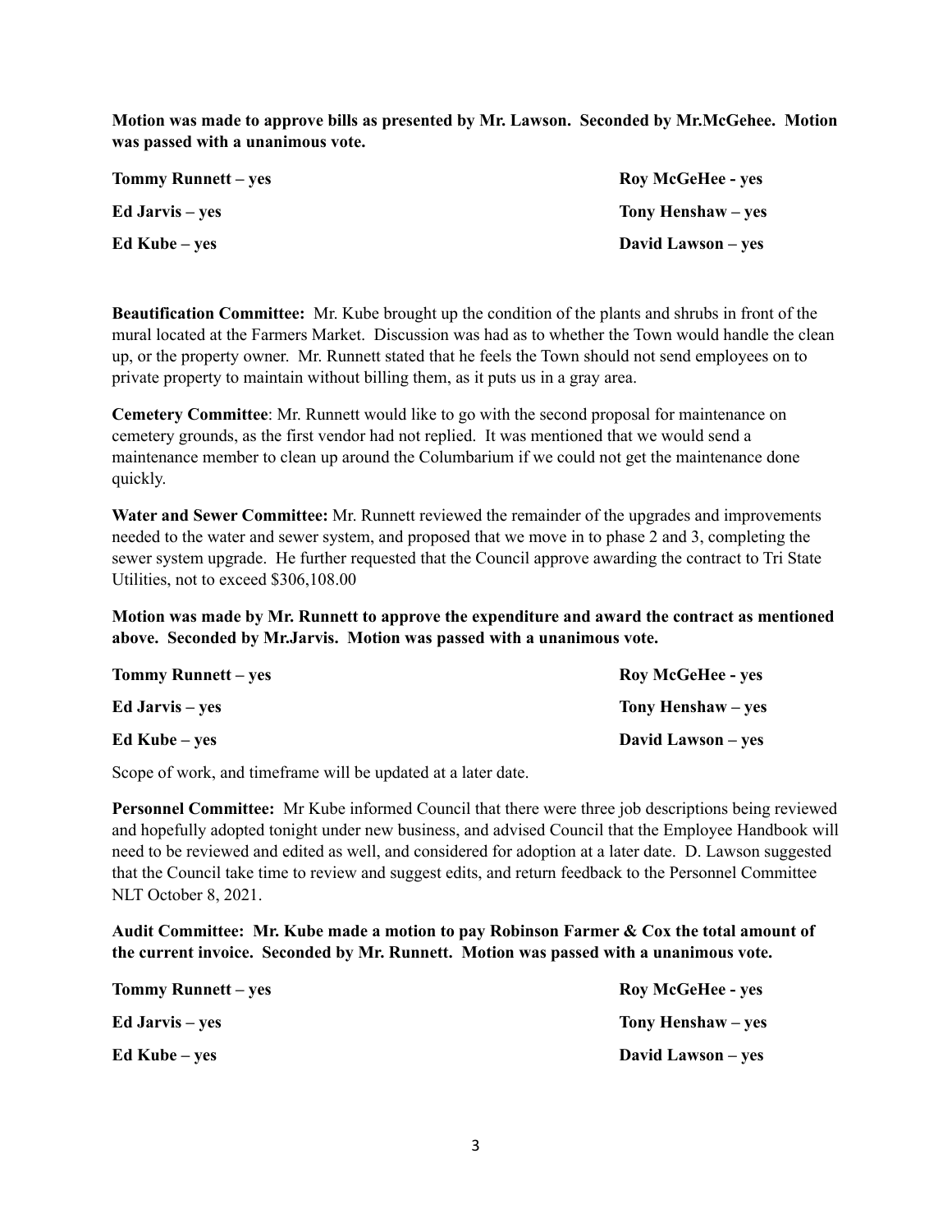**Motion was made to approve bills as presented by Mr. Lawson. Seconded by Mr.McGehee. Motion was passed with a unanimous vote.**

| | |
|---|---|
| **Tommy Runnett – yes** | **Roy McGeHee - yes** |
| **Ed Jarvis – yes** | **Tony Henshaw – yes** |
| **Ed Kube – yes** | **David Lawson – yes** |

**Beautification Committee:** Mr. Kube brought up the condition of the plants and shrubs in front of the mural located at the Farmers Market. Discussion was had as to whether the Town would handle the clean up, or the property owner. Mr. Runnett stated that he feels the Town should not send employees on to private property to maintain without billing them, as it puts us in a gray area.

**Cemetery Committee**: Mr. Runnett would like to go with the second proposal for maintenance on cemetery grounds, as the first vendor had not replied. It was mentioned that we would send a maintenance member to clean up around the Columbarium if we could not get the maintenance done quickly.

**Water and Sewer Committee:** Mr. Runnett reviewed the remainder of the upgrades and improvements needed to the water and sewer system, and proposed that we move in to phase 2 and 3, completing the sewer system upgrade. He further requested that the Council approve awarding the contract to Tri State Utilities, not to exceed $306,108.00

**Motion was made by Mr. Runnett to approve the expenditure and award the contract as mentioned above. Seconded by Mr.Jarvis. Motion was passed with a unanimous vote.**

| | |
|---|---|
| **Tommy Runnett – yes** | **Roy McGeHee - yes** |
| **Ed Jarvis – yes** | **Tony Henshaw – yes** |
| **Ed Kube – yes** | **David Lawson – yes** |

Scope of work, and timeframe will be updated at a later date.

**Personnel Committee:** Mr Kube informed Council that there were three job descriptions being reviewed and hopefully adopted tonight under new business, and advised Council that the Employee Handbook will need to be reviewed and edited as well, and considered for adoption at a later date. D. Lawson suggested that the Council take time to review and suggest edits, and return feedback to the Personnel Committee NLT October 8, 2021.

**Audit Committee: Mr. Kube made a motion to pay Robinson Farmer & Cox the total amount of the current invoice. Seconded by Mr. Runnett. Motion was passed with a unanimous vote.**

| | |
|---|---|
| **Tommy Runnett – yes** | **Roy McGeHee - yes** |
| **Ed Jarvis – yes** | **Tony Henshaw – yes** |
| **Ed Kube – yes** | **David Lawson – yes** |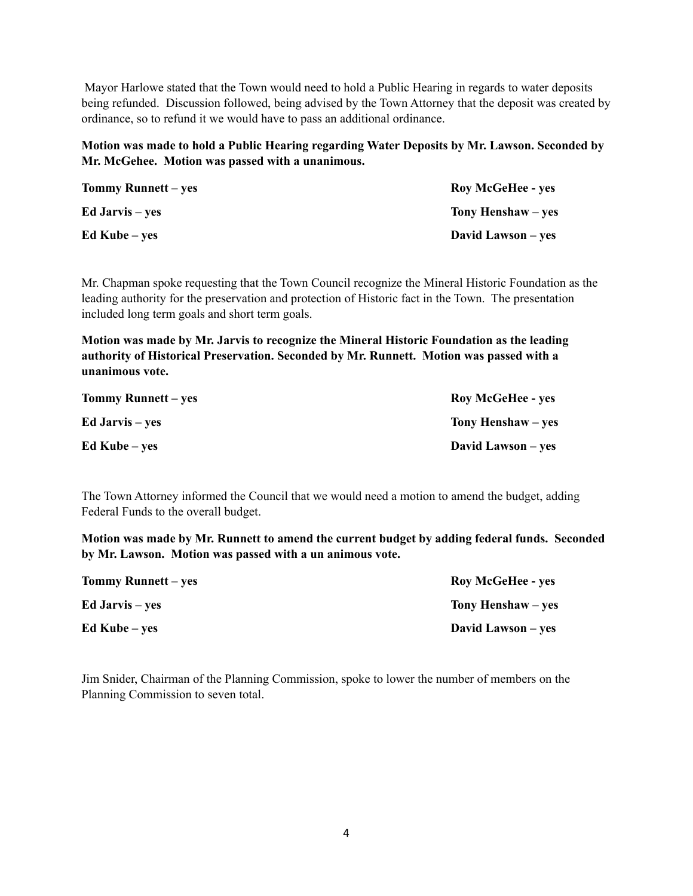Mayor Harlowe stated that the Town would need to hold a Public Hearing in regards to water deposits being refunded. Discussion followed, being advised by the Town Attorney that the deposit was created by ordinance, so to refund it we would have to pass an additional ordinance.

**Motion was made to hold a Public Hearing regarding Water Deposits by Mr. Lawson. Seconded by Mr. McGehee. Motion was passed with a unanimous.**

| | |
|---|---|
| **Tommy Runnett – yes** | **Roy McGeHee - yes** |
| **Ed Jarvis – yes** | **Tony Henshaw – yes** |
| **Ed Kube – yes** | **David Lawson – yes** |

Mr. Chapman spoke requesting that the Town Council recognize the Mineral Historic Foundation as the leading authority for the preservation and protection of Historic fact in the Town. The presentation included long term goals and short term goals.

**Motion was made by Mr. Jarvis to recognize the Mineral Historic Foundation as the leading authority of Historical Preservation. Seconded by Mr. Runnett. Motion was passed with a unanimous vote.**

| | |
|---|---|
| **Tommy Runnett – yes** | **Roy McGeHee - yes** |
| **Ed Jarvis – yes** | **Tony Henshaw – yes** |
| **Ed Kube – yes** | **David Lawson – yes** |

The Town Attorney informed the Council that we would need a motion to amend the budget, adding Federal Funds to the overall budget.

**Motion was made by Mr. Runnett to amend the current budget by adding federal funds. Seconded by Mr. Lawson. Motion was passed with a un animous vote.**

| | |
|---|---|
| **Tommy Runnett – yes** | **Roy McGeHee - yes** |
| **Ed Jarvis – yes** | **Tony Henshaw – yes** |
| **Ed Kube – yes** | **David Lawson – yes** |

Jim Snider, Chairman of the Planning Commission, spoke to lower the number of members on the Planning Commission to seven total.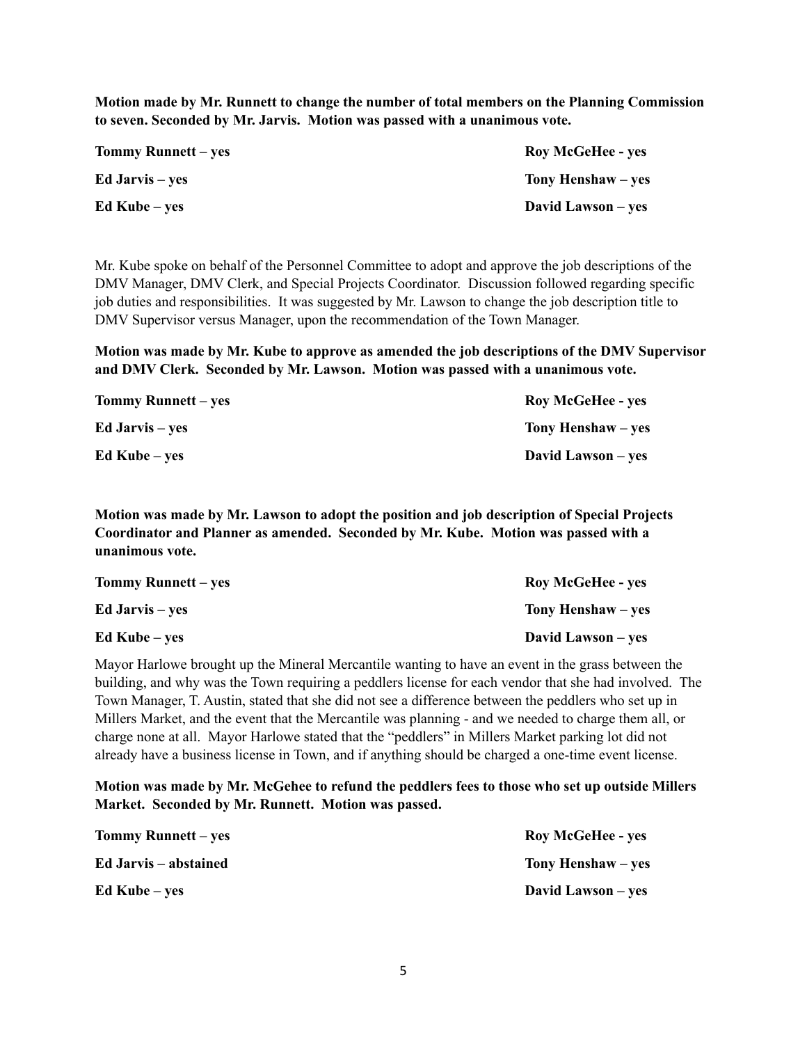**Motion made by Mr. Runnett to change the number of total members on the Planning Commission to seven. Seconded by Mr. Jarvis. Motion was passed with a unanimous vote.**

| | |
|---|---|
| **Tommy Runnett – yes** | **Roy McGeHee - yes** |
| **Ed Jarvis – yes** | **Tony Henshaw – yes** |
| **Ed Kube – yes** | **David Lawson – yes** |

Mr. Kube spoke on behalf of the Personnel Committee to adopt and approve the job descriptions of the DMV Manager, DMV Clerk, and Special Projects Coordinator. Discussion followed regarding specific job duties and responsibilities. It was suggested by Mr. Lawson to change the job description title to DMV Supervisor versus Manager, upon the recommendation of the Town Manager.

**Motion was made by Mr. Kube to approve as amended the job descriptions of the DMV Supervisor and DMV Clerk. Seconded by Mr. Lawson. Motion was passed with a unanimous vote.**

| | |
|---|---|
| **Tommy Runnett – yes** | **Roy McGeHee - yes** |
| **Ed Jarvis – yes** | **Tony Henshaw – yes** |
| **Ed Kube – yes** | **David Lawson – yes** |

**Motion was made by Mr. Lawson to adopt the position and job description of Special Projects Coordinator and Planner as amended. Seconded by Mr. Kube. Motion was passed with a unanimous vote.**

| | |
|---|---|
| **Tommy Runnett – yes** | **Roy McGeHee - yes** |
| **Ed Jarvis – yes** | **Tony Henshaw – yes** |
| **Ed Kube – yes** | **David Lawson – yes** |

Mayor Harlowe brought up the Mineral Mercantile wanting to have an event in the grass between the building, and why was the Town requiring a peddlers license for each vendor that she had involved. The Town Manager, T. Austin, stated that she did not see a difference between the peddlers who set up in Millers Market, and the event that the Mercantile was planning - and we needed to charge them all, or charge none at all. Mayor Harlowe stated that the "peddlers" in Millers Market parking lot did not already have a business license in Town, and if anything should be charged a one-time event license.

**Motion was made by Mr. McGehee to refund the peddlers fees to those who set up outside Millers Market. Seconded by Mr. Runnett. Motion was passed.**

| | |
|---|---|
| **Tommy Runnett – yes** | **Roy McGeHee - yes** |
| **Ed Jarvis – abstained** | **Tony Henshaw – yes** |
| **Ed Kube – yes** | **David Lawson – yes** |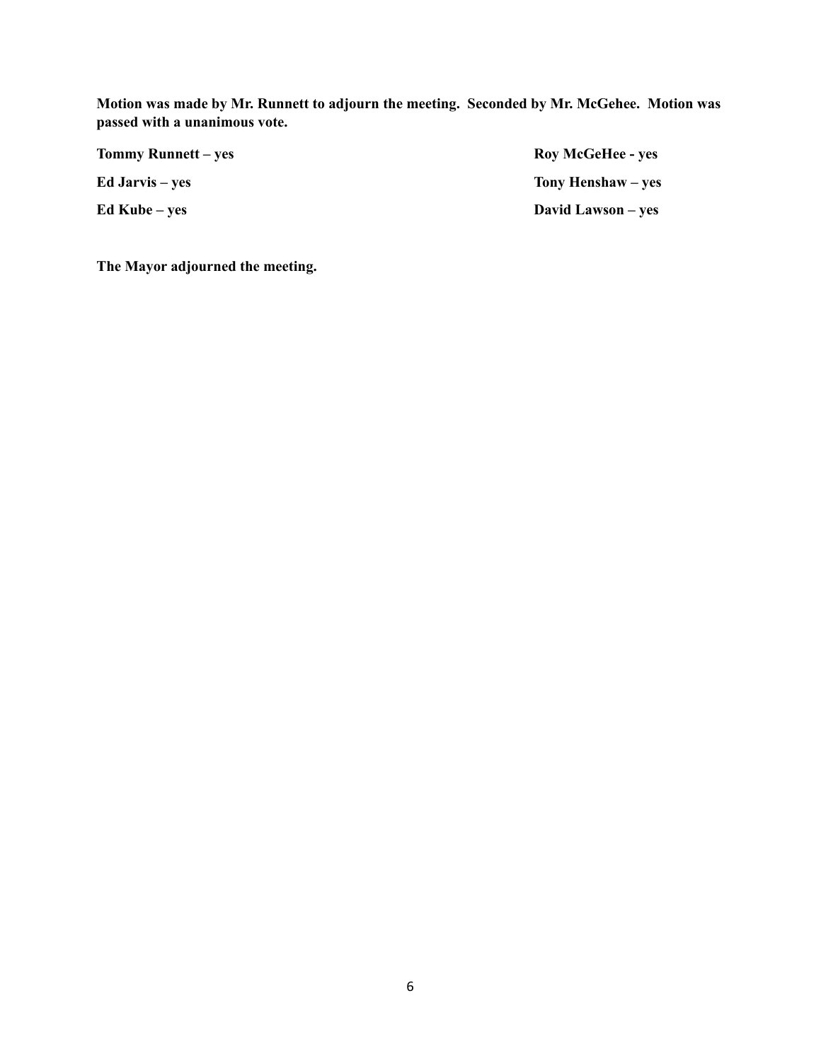**Motion was made by Mr. Runnett to adjourn the meeting. Seconded by Mr. McGehee. Motion was passed with a unanimous vote.**

**Tommy Runnett – yes**

**Ed Jarvis – yes**

**Ed Kube – yes**

**Roy McGeHee - yes**

**Tony Henshaw – yes**

**David Lawson – yes**

**The Mayor adjourned the meeting.**